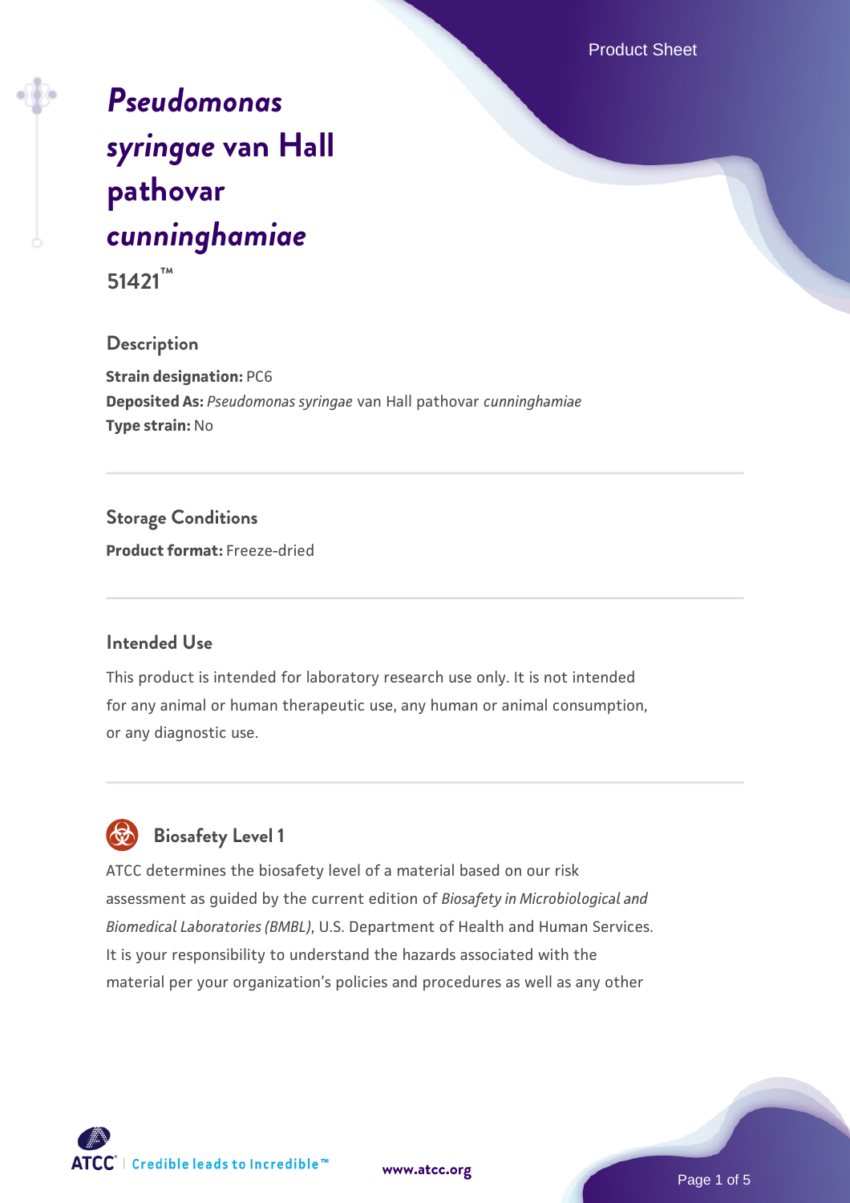# *Pseudomonas syringae* van Hall pathovar *cunninghamiae*

**51421™**

## Description

**Strain designation:** PC6
**Deposited As:** *Pseudomonas syringae* van Hall pathovar *cunninghamiae*
**Type strain:** No

## Storage Conditions

**Product format:** Freeze-dried

## Intended Use

This product is intended for laboratory research use only. It is not intended for any animal or human therapeutic use, any human or animal consumption, or any diagnostic use.

## Biosafety Level 1

ATCC determines the biosafety level of a material based on our risk assessment as guided by the current edition of *Biosafety in Microbiological and Biomedical Laboratories (BMBL)*, U.S. Department of Health and Human Services. It is your responsibility to understand the hazards associated with the material per your organization's policies and procedures as well as any other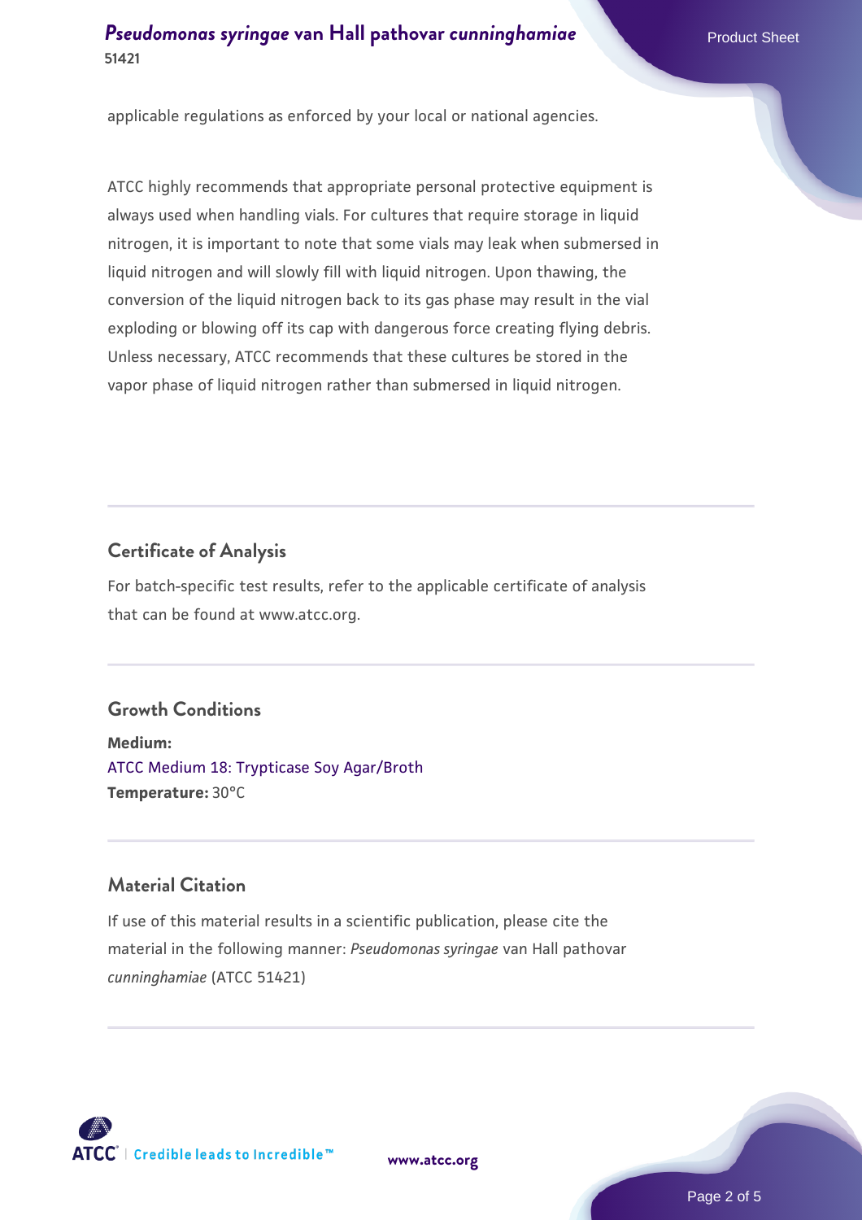applicable regulations as enforced by your local or national agencies.

ATCC highly recommends that appropriate personal protective equipment is always used when handling vials. For cultures that require storage in liquid nitrogen, it is important to note that some vials may leak when submersed in liquid nitrogen and will slowly fill with liquid nitrogen. Upon thawing, the conversion of the liquid nitrogen back to its gas phase may result in the vial exploding or blowing off its cap with dangerous force creating flying debris. Unless necessary, ATCC recommends that these cultures be stored in the vapor phase of liquid nitrogen rather than submersed in liquid nitrogen.

## Certificate of Analysis

For batch-specific test results, refer to the applicable certificate of analysis that can be found at www.atcc.org.

## Growth Conditions

**Medium:**
ATCC Medium 18: Trypticase Soy Agar/Broth
**Temperature:** 30°C

## Material Citation

If use of this material results in a scientific publication, please cite the material in the following manner: *Pseudomonas syringae* van Hall pathovar *cunninghamiae* (ATCC 51421)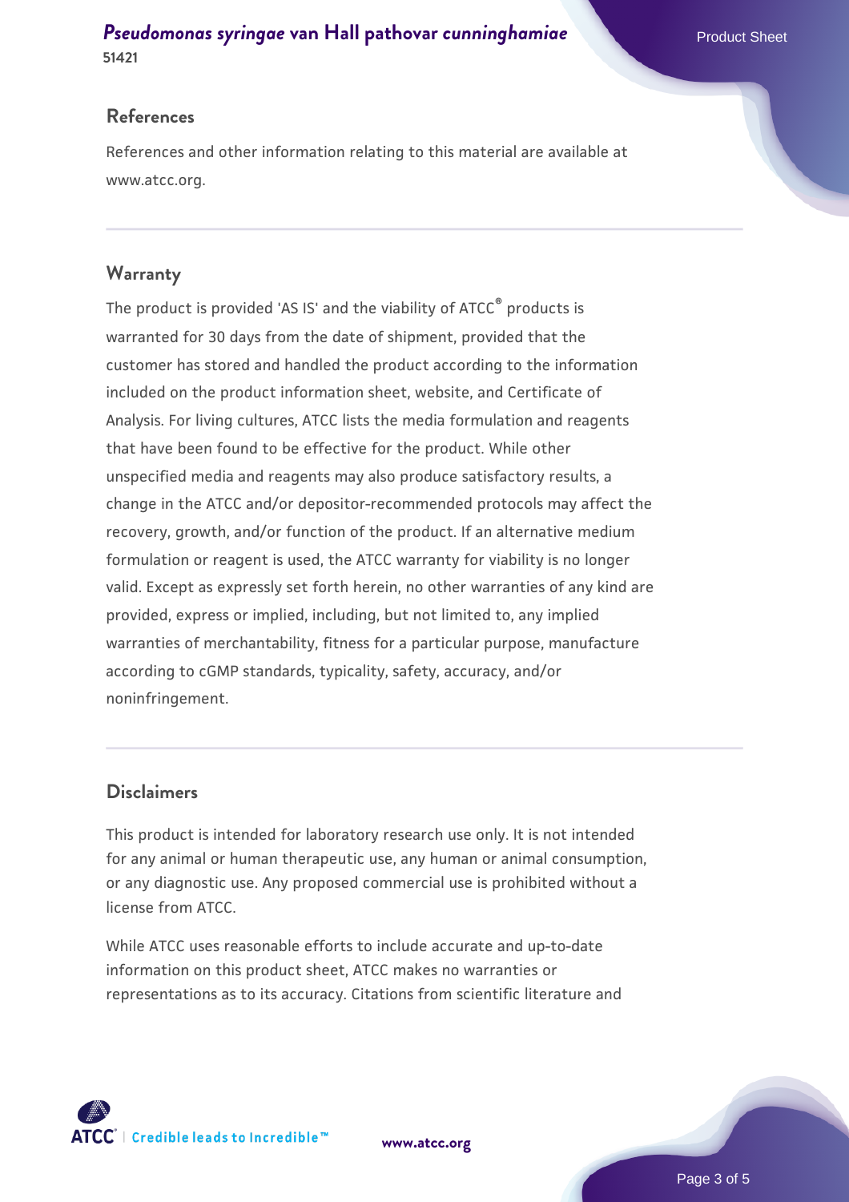## References

References and other information relating to this material are available at www.atcc.org.

## Warranty

The product is provided 'AS IS' and the viability of ATCC® products is warranted for 30 days from the date of shipment, provided that the customer has stored and handled the product according to the information included on the product information sheet, website, and Certificate of Analysis. For living cultures, ATCC lists the media formulation and reagents that have been found to be effective for the product. While other unspecified media and reagents may also produce satisfactory results, a change in the ATCC and/or depositor-recommended protocols may affect the recovery, growth, and/or function of the product. If an alternative medium formulation or reagent is used, the ATCC warranty for viability is no longer valid. Except as expressly set forth herein, no other warranties of any kind are provided, express or implied, including, but not limited to, any implied warranties of merchantability, fitness for a particular purpose, manufacture according to cGMP standards, typicality, safety, accuracy, and/or noninfringement.

## Disclaimers

This product is intended for laboratory research use only. It is not intended for any animal or human therapeutic use, any human or animal consumption, or any diagnostic use. Any proposed commercial use is prohibited without a license from ATCC.

While ATCC uses reasonable efforts to include accurate and up-to-date information on this product sheet, ATCC makes no warranties or representations as to its accuracy. Citations from scientific literature and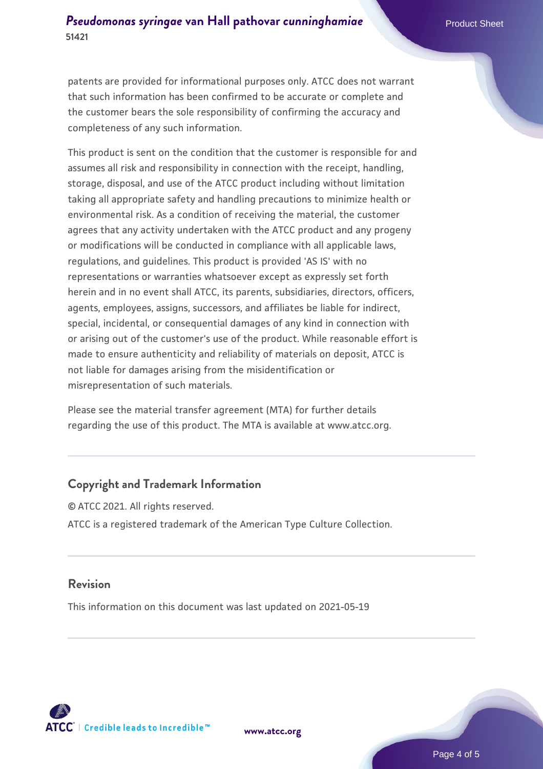patents are provided for informational purposes only. ATCC does not warrant that such information has been confirmed to be accurate or complete and the customer bears the sole responsibility of confirming the accuracy and completeness of any such information.

This product is sent on the condition that the customer is responsible for and assumes all risk and responsibility in connection with the receipt, handling, storage, disposal, and use of the ATCC product including without limitation taking all appropriate safety and handling precautions to minimize health or environmental risk. As a condition of receiving the material, the customer agrees that any activity undertaken with the ATCC product and any progeny or modifications will be conducted in compliance with all applicable laws, regulations, and guidelines. This product is provided 'AS IS' with no representations or warranties whatsoever except as expressly set forth herein and in no event shall ATCC, its parents, subsidiaries, directors, officers, agents, employees, assigns, successors, and affiliates be liable for indirect, special, incidental, or consequential damages of any kind in connection with or arising out of the customer's use of the product. While reasonable effort is made to ensure authenticity and reliability of materials on deposit, ATCC is not liable for damages arising from the misidentification or misrepresentation of such materials.

Please see the material transfer agreement (MTA) for further details regarding the use of this product. The MTA is available at www.atcc.org.

## Copyright and Trademark Information

© ATCC 2021. All rights reserved.

ATCC is a registered trademark of the American Type Culture Collection.

## Revision

This information on this document was last updated on 2021-05-19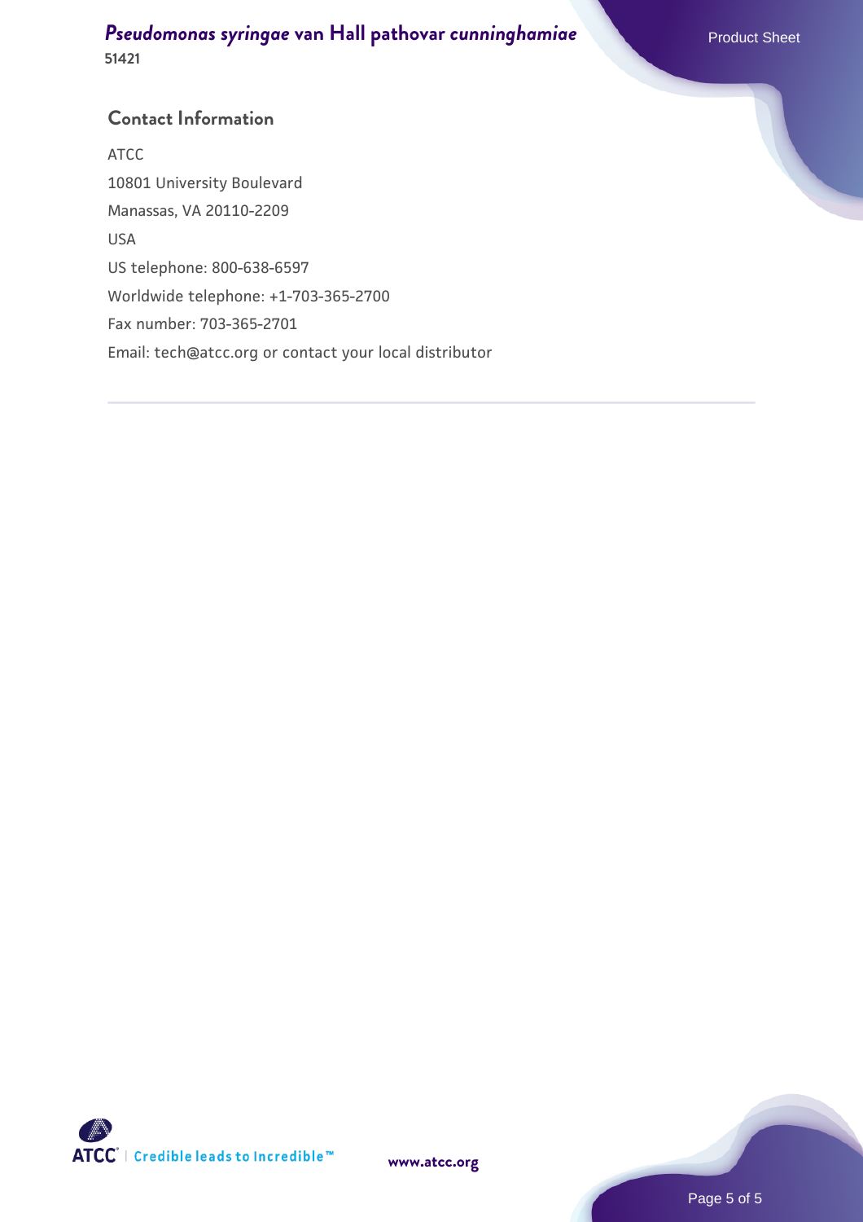## Contact Information

ATCC

10801 University Boulevard

Manassas, VA 20110-2209

USA

US telephone: 800-638-6597

Worldwide telephone: +1-703-365-2700

Fax number: 703-365-2701

Email: tech@atcc.org or contact your local distributor